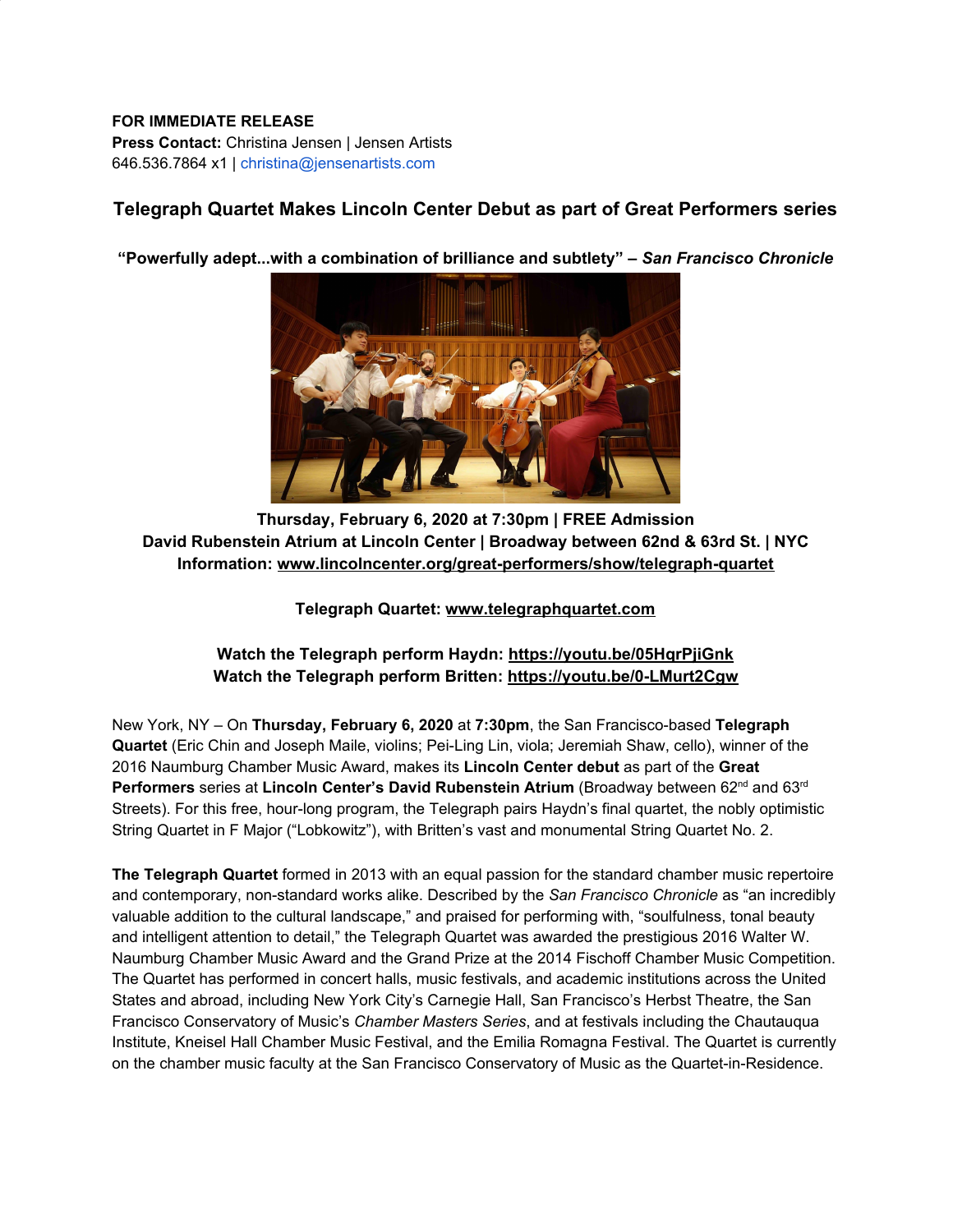**FOR IMMEDIATE RELEASE**
**Press Contact:** Christina Jensen | Jensen Artists
646.536.7864 x1 | christina@jensenartists.com

## Telegraph Quartet Makes Lincoln Center Debut as part of Great Performers series

**"Powerfully adept...with a combination of brilliance and subtlety" – *San Francisco Chronicle***

**Thursday, February 6, 2020 at 7:30pm | FREE Admission**
**David Rubenstein Atrium at Lincoln Center | Broadway between 62nd & 63rd St. | NYC**
**Information: www.lincolncenter.org/great-performers/show/telegraph-quartet**

**Telegraph Quartet: www.telegraphquartet.com**

**Watch the Telegraph perform Haydn: https://youtu.be/05HqrPjiGnk**
**Watch the Telegraph perform Britten: https://youtu.be/0-LMurt2Cgw**

New York, NY – On **Thursday, February 6, 2020** at **7:30pm**, the San Francisco-based **Telegraph Quartet** (Eric Chin and Joseph Maile, violins; Pei-Ling Lin, viola; Jeremiah Shaw, cello), winner of the 2016 Naumburg Chamber Music Award, makes its **Lincoln Center debut** as part of the **Great Performers** series at **Lincoln Center's David Rubenstein Atrium** (Broadway between 62nd and 63rd Streets). For this free, hour-long program, the Telegraph pairs Haydn's final quartet, the nobly optimistic String Quartet in F Major ("Lobkowitz"), with Britten's vast and monumental String Quartet No. 2.

**The Telegraph Quartet** formed in 2013 with an equal passion for the standard chamber music repertoire and contemporary, non-standard works alike. Described by the *San Francisco Chronicle* as "an incredibly valuable addition to the cultural landscape," and praised for performing with, "soulfulness, tonal beauty and intelligent attention to detail," the Telegraph Quartet was awarded the prestigious 2016 Walter W. Naumburg Chamber Music Award and the Grand Prize at the 2014 Fischoff Chamber Music Competition. The Quartet has performed in concert halls, music festivals, and academic institutions across the United States and abroad, including New York City's Carnegie Hall, San Francisco's Herbst Theatre, the San Francisco Conservatory of Music's *Chamber Masters Series*, and at festivals including the Chautauqua Institute, Kneisel Hall Chamber Music Festival, and the Emilia Romagna Festival. The Quartet is currently on the chamber music faculty at the San Francisco Conservatory of Music as the Quartet-in-Residence.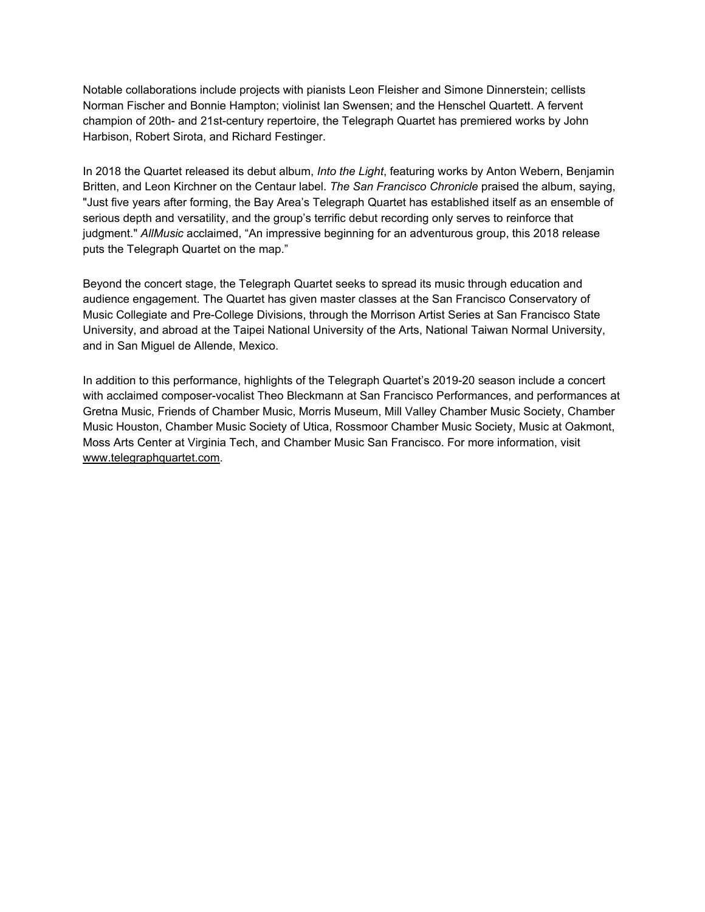Notable collaborations include projects with pianists Leon Fleisher and Simone Dinnerstein; cellists Norman Fischer and Bonnie Hampton; violinist Ian Swensen; and the Henschel Quartett. A fervent champion of 20th- and 21st-century repertoire, the Telegraph Quartet has premiered works by John Harbison, Robert Sirota, and Richard Festinger.

In 2018 the Quartet released its debut album, *Into the Light*, featuring works by Anton Webern, Benjamin Britten, and Leon Kirchner on the Centaur label. *The San Francisco Chronicle* praised the album, saying, "Just five years after forming, the Bay Area's Telegraph Quartet has established itself as an ensemble of serious depth and versatility, and the group's terrific debut recording only serves to reinforce that judgment." *AllMusic* acclaimed, "An impressive beginning for an adventurous group, this 2018 release puts the Telegraph Quartet on the map."

Beyond the concert stage, the Telegraph Quartet seeks to spread its music through education and audience engagement. The Quartet has given master classes at the San Francisco Conservatory of Music Collegiate and Pre-College Divisions, through the Morrison Artist Series at San Francisco State University, and abroad at the Taipei National University of the Arts, National Taiwan Normal University, and in San Miguel de Allende, Mexico.

In addition to this performance, highlights of the Telegraph Quartet's 2019-20 season include a concert with acclaimed composer-vocalist Theo Bleckmann at San Francisco Performances, and performances at Gretna Music, Friends of Chamber Music, Morris Museum, Mill Valley Chamber Music Society, Chamber Music Houston, Chamber Music Society of Utica, Rossmoor Chamber Music Society, Music at Oakmont, Moss Arts Center at Virginia Tech, and Chamber Music San Francisco. For more information, visit www.telegraphquartet.com.